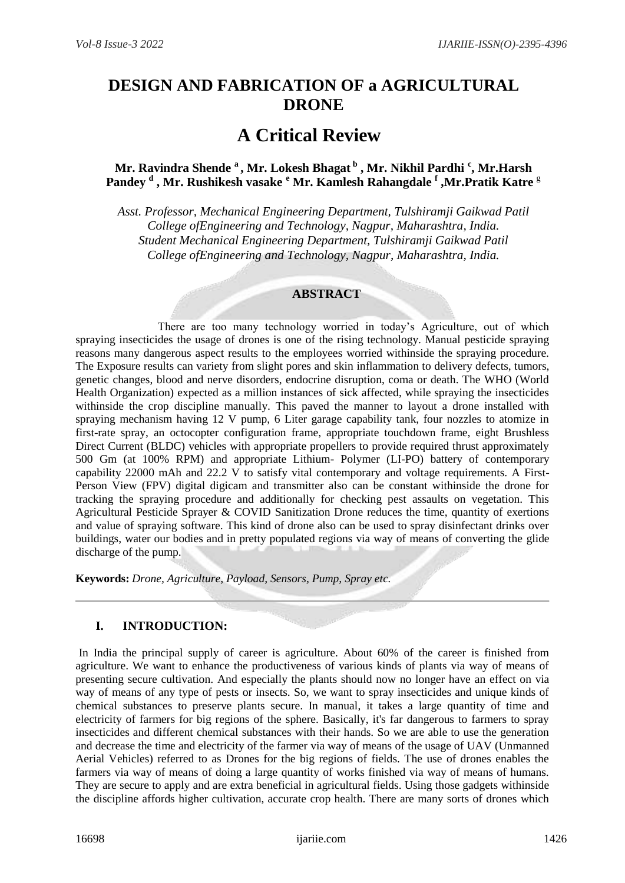# DESIGN AND FABRICATION OF a AGRICULTURAL DRONE

# A Critical Review

**Mr. Ravindra Shende [a] , Mr. Lokesh Bhagat [b] , Mr. Nikhil Pardhi [c], Mr.Harsh Pandey [d] , Mr. Rushikesh vasake [e] Mr. Kamlesh Rahangdale [f] ,Mr.Pratik Katre [g]**

*Asst. Professor, Mechanical Engineering Department, Tulshiramji Gaikwad Patil College ofEngineering and Technology, Nagpur, Maharashtra, India.*
*Student Mechanical Engineering Department, Tulshiramji Gaikwad Patil College ofEngineering and Technology, Nagpur, Maharashtra, India.*

## ABSTRACT

There are too many technology worried in today's Agriculture, out of which spraying insecticides the usage of drones is one of the rising technology. Manual pesticide spraying reasons many dangerous aspect results to the employees worried withinside the spraying procedure. The Exposure results can variety from slight pores and skin inflammation to delivery defects, tumors, genetic changes, blood and nerve disorders, endocrine disruption, coma or death. The WHO (World Health Organization) expected as a million instances of sick affected, while spraying the insecticides withinside the crop discipline manually. This paved the manner to layout a drone installed with spraying mechanism having 12 V pump, 6 Liter garage capability tank, four nozzles to atomize in first-rate spray, an octocopter configuration frame, appropriate touchdown frame, eight Brushless Direct Current (BLDC) vehicles with appropriate propellers to provide required thrust approximately 500 Gm (at 100% RPM) and appropriate Lithium- Polymer (LI-PO) battery of contemporary capability 22000 mAh and 22.2 V to satisfy vital contemporary and voltage requirements. A First-Person View (FPV) digital digicam and transmitter also can be constant withinside the drone for tracking the spraying procedure and additionally for checking pest assaults on vegetation. This Agricultural Pesticide Sprayer & COVID Sanitization Drone reduces the time, quantity of exertions and value of spraying software. This kind of drone also can be used to spray disinfectant drinks over buildings, water our bodies and in pretty populated regions via way of means of converting the glide discharge of the pump.

**Keywords:** *Drone, Agriculture, Payload, Sensors, Pump, Spray etc.*

## I. INTRODUCTION:

In India the principal supply of career is agriculture. About 60% of the career is finished from agriculture. We want to enhance the productiveness of various kinds of plants via way of means of presenting secure cultivation. And especially the plants should now no longer have an effect on via way of means of any type of pests or insects. So, we want to spray insecticides and unique kinds of chemical substances to preserve plants secure. In manual, it takes a large quantity of time and electricity of farmers for big regions of the sphere. Basically, it's far dangerous to farmers to spray insecticides and different chemical substances with their hands. So we are able to use the generation and decrease the time and electricity of the farmer via way of means of the usage of UAV (Unmanned Aerial Vehicles) referred to as Drones for the big regions of fields. The use of drones enables the farmers via way of means of doing a large quantity of works finished via way of means of humans. They are secure to apply and are extra beneficial in agricultural fields. Using those gadgets withinside the discipline affords higher cultivation, accurate crop health. There are many sorts of drones which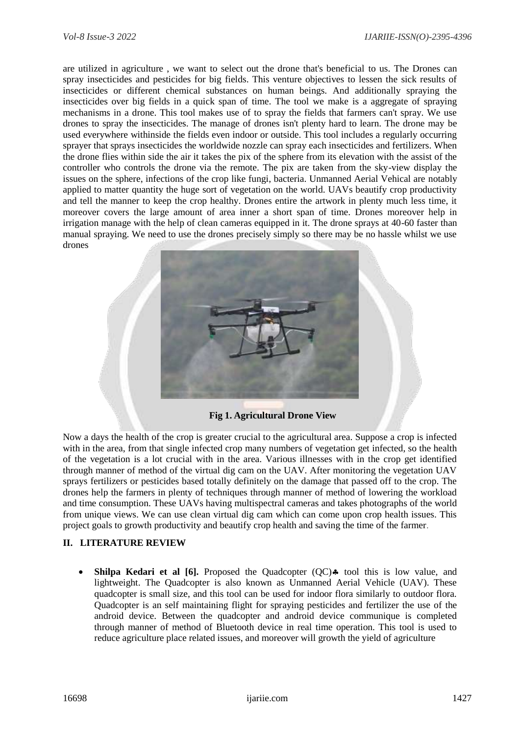are utilized in agriculture , we want to select out the drone that's beneficial to us. The Drones can spray insecticides and pesticides for big fields. This venture objectives to lessen the sick results of insecticides or different chemical substances on human beings. And additionally spraying the insecticides over big fields in a quick span of time. The tool we make is a aggregate of spraying mechanisms in a drone. This tool makes use of to spray the fields that farmers can't spray. We use drones to spray the insecticides. The manage of drones isn't plenty hard to learn. The drone may be used everywhere withinside the fields even indoor or outside. This tool includes a regularly occurring sprayer that sprays insecticides the worldwide nozzle can spray each insecticides and fertilizers. When the drone flies within side the air it takes the pix of the sphere from its elevation with the assist of the controller who controls the drone via the remote. The pix are taken from the sky-view display the issues on the sphere, infections of the crop like fungi, bacteria. Unmanned Aerial Vehical are notably applied to matter quantity the huge sort of vegetation on the world. UAVs beautify crop productivity and tell the manner to keep the crop healthy. Drones entire the artwork in plenty much less time, it moreover covers the large amount of area inner a short span of time. Drones moreover help in irrigation manage with the help of clean cameras equipped in it. The drone sprays at 40-60 faster than manual spraying. We need to use the drones precisely simply so there may be no hassle whilst we use drones

**Fig 1. Agricultural Drone View**

Now a days the health of the crop is greater crucial to the agricultural area. Suppose a crop is infected with in the area, from that single infected crop many numbers of vegetation get infected, so the health of the vegetation is a lot crucial with in the area. Various illnesses with in the crop get identified through manner of method of the virtual dig cam on the UAV. After monitoring the vegetation UAV sprays fertilizers or pesticides based totally definitely on the damage that passed off to the crop. The drones help the farmers in plenty of techniques through manner of method of lowering the workload and time consumption. These UAVs having multispectral cameras and takes photographs of the world from unique views. We can use clean virtual dig cam which can come upon crop health issues. This project goals to growth productivity and beautify crop health and saving the time of the farmer.

## II. LITERATURE REVIEW

- **Shilpa Kedari et al [6].** Proposed the Quadcopter (QC)♣ tool this is low value, and lightweight. The Quadcopter is also known as Unmanned Aerial Vehicle (UAV). These quadcopter is small size, and this tool can be used for indoor flora similarly to outdoor flora. Quadcopter is an self maintaining flight for spraying pesticides and fertilizer the use of the android device. Between the quadcopter and android device communique is completed through manner of method of Bluetooth device in real time operation. This tool is used to reduce agriculture place related issues, and moreover will growth the yield of agriculture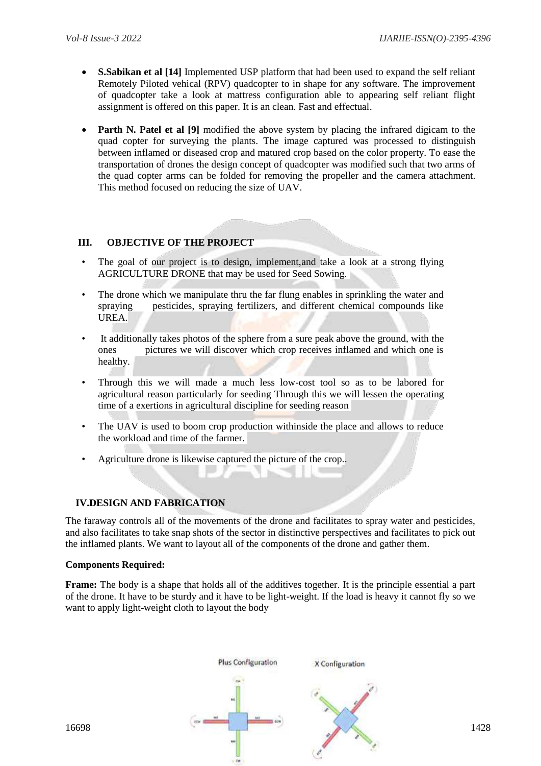- **S.Sabikan et al [14]** Implemented USP platform that had been used to expand the self reliant Remotely Piloted vehical (RPV) quadcopter to in shape for any software. The improvement of quadcopter take a look at mattress configuration able to appearing self reliant flight assignment is offered on this paper. It is an clean. Fast and effectual.

- **Parth N. Patel et al [9]** modified the above system by placing the infrared digicam to the quad copter for surveying the plants. The image captured was processed to distinguish between inflamed or diseased crop and matured crop based on the color property. To ease the transportation of drones the design concept of quadcopter was modified such that two arms of the quad copter arms can be folded for removing the propeller and the camera attachment. This method focused on reducing the size of UAV.

## III. OBJECTIVE OF THE PROJECT

- The goal of our project is to design, implement,and take a look at a strong flying AGRICULTURE DRONE that may be used for Seed Sowing.
- The drone which we manipulate thru the far flung enables in sprinkling the water and spraying pesticides, spraying fertilizers, and different chemical compounds like UREA.
- It additionally takes photos of the sphere from a sure peak above the ground, with the ones pictures we will discover which crop receives inflamed and which one is healthy.
- Through this we will made a much less low-cost tool so as to be labored for agricultural reason particularly for seeding Through this we will lessen the operating time of a exertions in agricultural discipline for seeding reason
- The UAV is used to boom crop production withinside the place and allows to reduce the workload and time of the farmer.
- Agriculture drone is likewise captured the picture of the crop..

## IV.DESIGN AND FABRICATION

The faraway controls all of the movements of the drone and facilitates to spray water and pesticides, and also facilitates to take snap shots of the sector in distinctive perspectives and facilitates to pick out the inflamed plants. We want to layout all of the components of the drone and gather them.

**Components Required:**

**Frame:** The body is a shape that holds all of the additives together. It is the principle essential a part of the drone. It have to be sturdy and it have to be light-weight. If the load is heavy it cannot fly so we want to apply light-weight cloth to layout the body

Plus Configuration X Configuration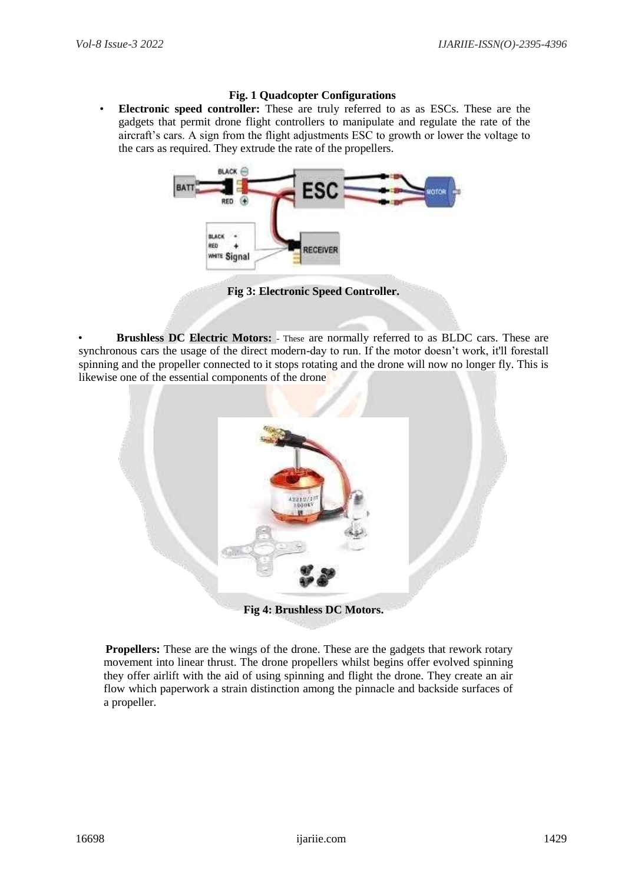**Fig. 1 Quadcopter Configurations**

- **Electronic speed controller:** These are truly referred to as as ESCs. These are the gadgets that permit drone flight controllers to manipulate and regulate the rate of the aircraft's cars. A sign from the flight adjustments ESC to growth or lower the voltage to the cars as required. They extrude the rate of the propellers.

**Fig 3: Electronic Speed Controller.**

- **Brushless DC Electric Motors:** - These are normally referred to as BLDC cars. These are synchronous cars the usage of the direct modern-day to run. If the motor doesn't work, it'll forestall spinning and the propeller connected to it stops rotating and the drone will now no longer fly. This is likewise one of the essential components of the drone

**Fig 4: Brushless DC Motors.**

**Propellers:** These are the wings of the drone. These are the gadgets that rework rotary movement into linear thrust. The drone propellers whilst begins offer evolved spinning they offer airlift with the aid of using spinning and flight the drone. They create an air flow which paperwork a strain distinction among the pinnacle and backside surfaces of a propeller.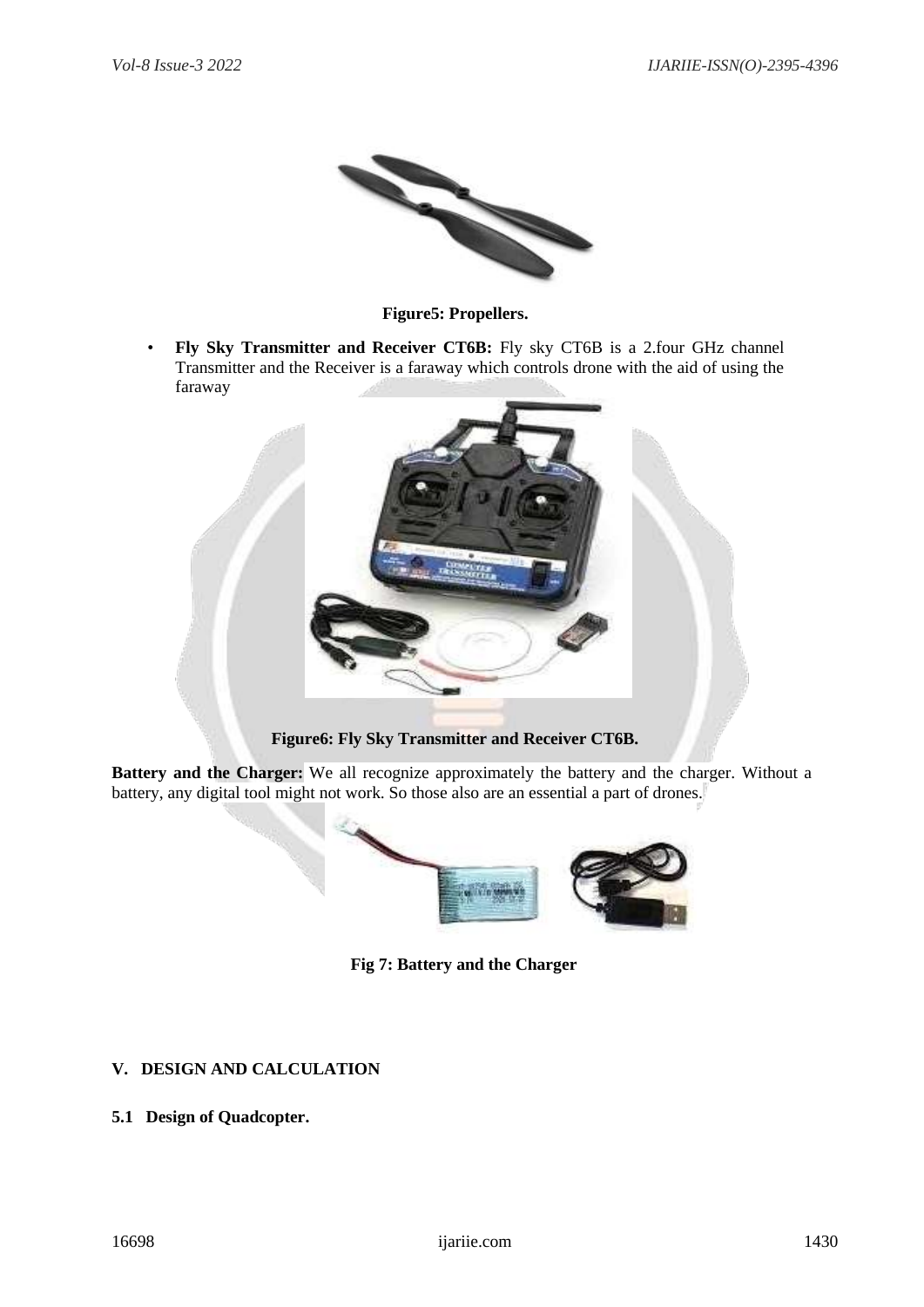**Figure5: Propellers.**

- **Fly Sky Transmitter and Receiver CT6B:** Fly sky CT6B is a 2.four GHz channel Transmitter and the Receiver is a faraway which controls drone with the aid of using the faraway

**Figure6: Fly Sky Transmitter and Receiver CT6B.**

**Battery and the Charger:** We all recognize approximately the battery and the charger. Without a battery, any digital tool might not work. So those also are an essential a part of drones.

**Fig 7: Battery and the Charger**

## V. DESIGN AND CALCULATION

### 5.1 Design of Quadcopter.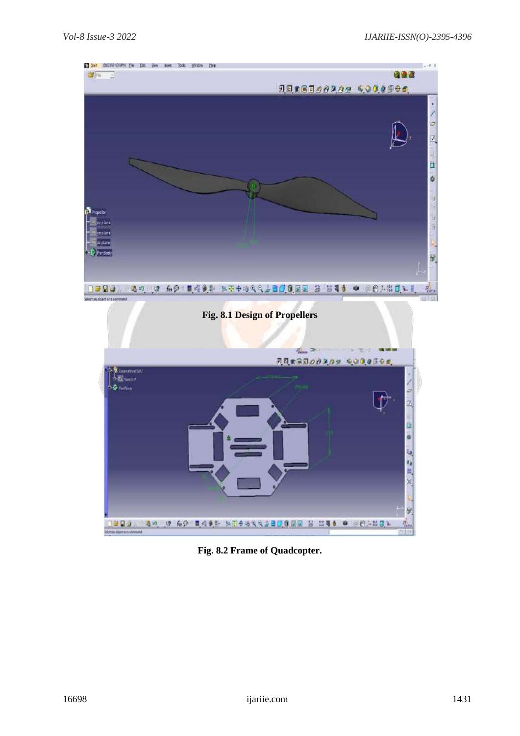**Fig. 8.1 Design of Propellers**

**Fig. 8.2 Frame of Quadcopter.**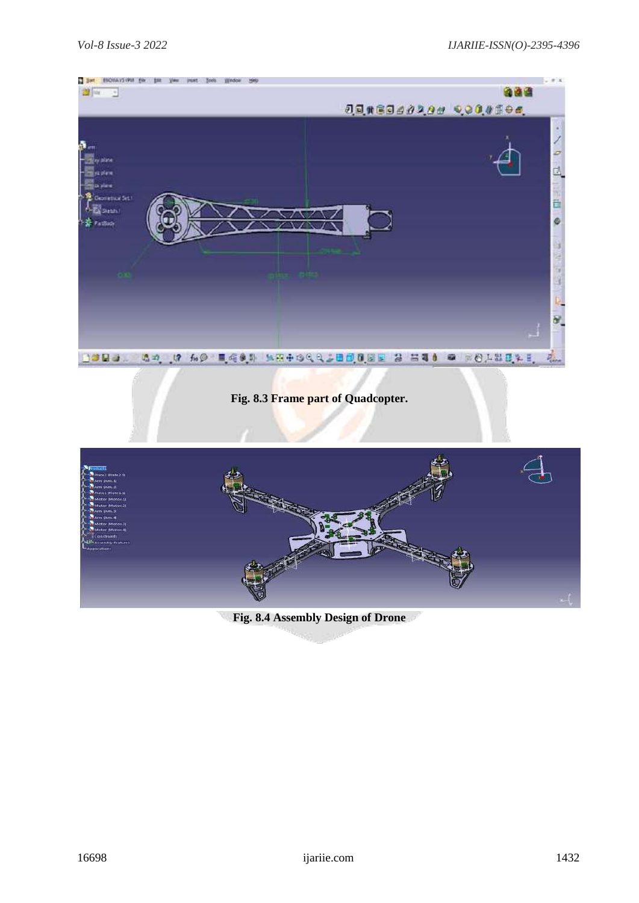Fig. 8.3 Frame part of Quadcopter.

Fig. 8.4 Assembly Design of Drone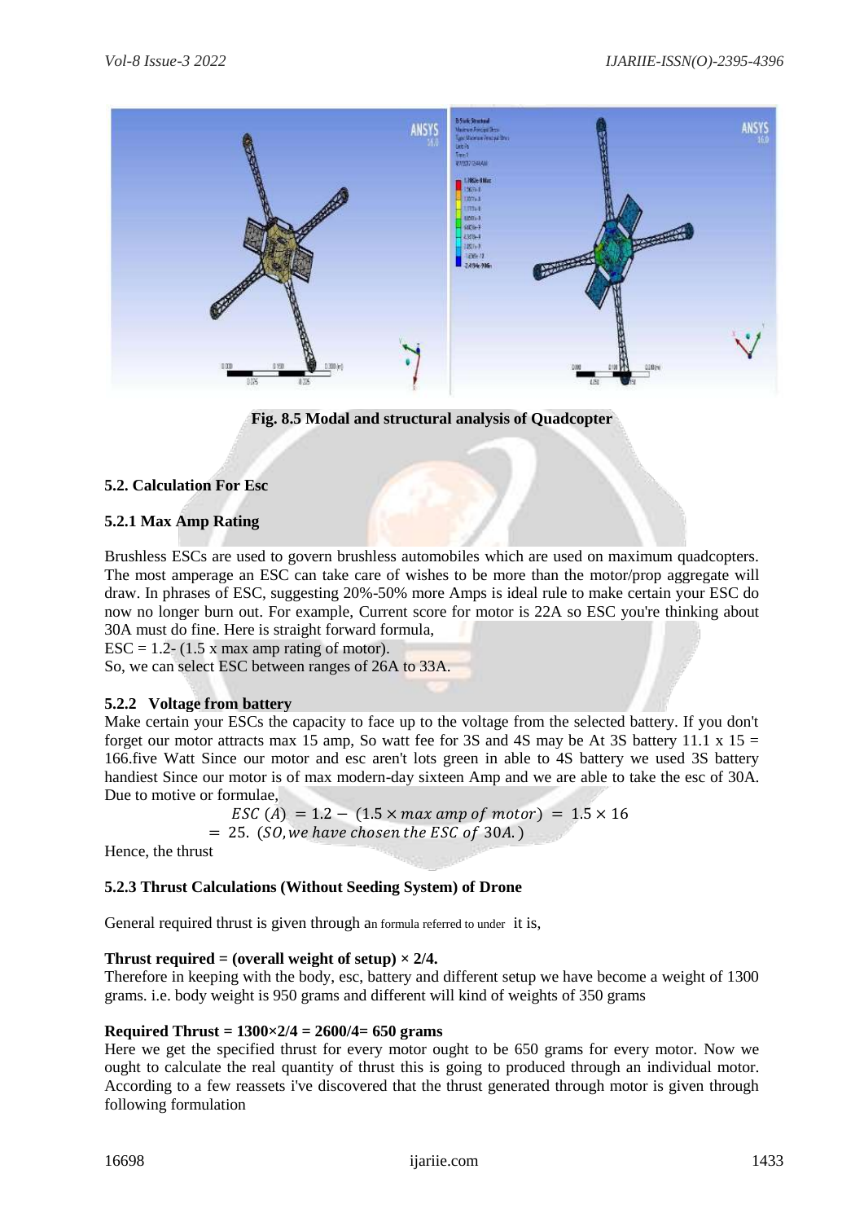Fig. 8.5 Modal and structural analysis of Quadcopter

### 5.2. Calculation For Esc

#### 5.2.1 Max Amp Rating

Brushless ESCs are used to govern brushless automobiles which are used on maximum quadcopters. The most amperage an ESC can take care of wishes to be more than the motor/prop aggregate will draw. In phrases of ESC, suggesting 20%-50% more Amps is ideal rule to make certain your ESC do now no longer burn out. For example, Current score for motor is 22A so ESC you're thinking about 30A must do fine. Here is straight forward formula,

ESC = 1.2- (1.5 x max amp rating of motor).

So, we can select ESC between ranges of 26A to 33A.

#### 5.2.2 Voltage from battery

Make certain your ESCs the capacity to face up to the voltage from the selected battery. If you don't forget our motor attracts max 15 amp, So watt fee for 3S and 4S may be At 3S battery 11.1 x 15 = 166.five Watt Since our motor and esc aren't lots green in able to 4S battery we used 3S battery handiest Since our motor is of max modern-day sixteen Amp and we are able to take the esc of 30A. Due to motive or formulae,

$$ESC\ (A) = 1.2 - (1.5 \times max\ amp\ of\ motor) = 1.5 \times 16$$
$$= 25.\ (SO, we\ have\ chosen\ the\ ESC\ of\ 30A.)$$

Hence, the thrust

#### 5.2.3 Thrust Calculations (Without Seeding System) of Drone

General required thrust is given through an formula referred to under it is,

**Thrust required = (overall weight of setup) × 2/4.**

Therefore in keeping with the body, esc, battery and different setup we have become a weight of 1300 grams. i.e. body weight is 950 grams and different will kind of weights of 350 grams

**Required Thrust = 1300×2/4 = 2600/4= 650 grams**

Here we get the specified thrust for every motor ought to be 650 grams for every motor. Now we ought to calculate the real quantity of thrust this is going to produced through an individual motor. According to a few reassets i've discovered that the thrust generated through motor is given through following formulation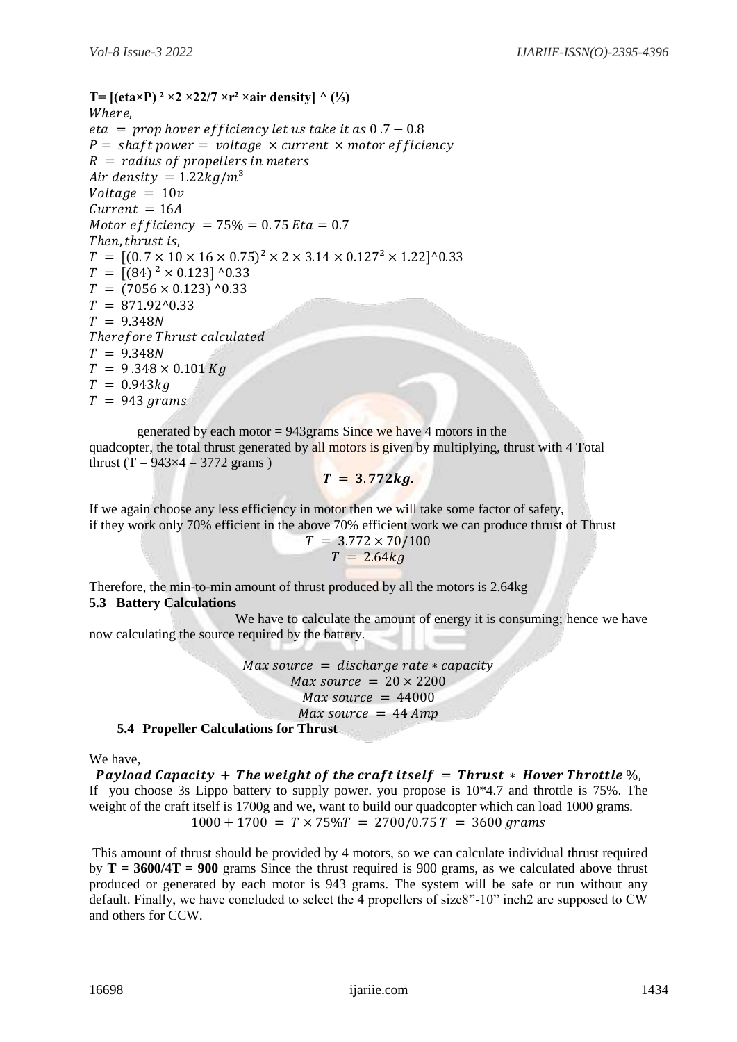**T= [(eta×P) ² ×2 ×22/7 ×r² ×air density] ^ (⅓)**

*Where,*

$eta = prop\ hover\ efficiency\ let\ us\ take\ it\ as\ 0.7 - 0.8$

$P = shaft\ power = voltage \times current \times motor\ efficiency$

$R = radius\ of\ propellers\ in\ meters$

$Air\ density = 1.22 kg/m^3$

$Voltage = 10v$

$Current = 16A$

$Motor\ efficiency = 75\% = 0.75\ Eta = 0.7$

*Then, thrust is,*

$$T = [(0.7 \times 10 \times 16 \times 0.75)^2 \times 2 \times 3.14 \times 0.127^2 \times 1.22]\text{^}0.33$$

$$T = [(84)^2 \times 0.123]\text{^}0.33$$

$$T = (7056 \times 0.123)\text{^}0.33$$

$$T = 871.92\text{^}0.33$$

$$T = 9.348N$$

*Therefore Thrust calculated*

$$T = 9.348N$$

$$T = 9.348 \times 0.101\ Kg$$

$$T = 0.943kg$$

$$T = 943\ grams$$

generated by each motor = 943grams Since we have 4 motors in the quadcopter, the total thrust generated by all motors is given by multiplying, thrust with 4 Total thrust (T = 943×4 = 3772 grams )

$$\boldsymbol{T = 3.772kg}.$$

If we again choose any less efficiency in motor then we will take some factor of safety, if they work only 70% efficient in the above 70% efficient work we can produce thrust of Thrust

$$T = 3.772 \times 70/100$$

$$T = 2.64kg$$

Therefore, the min-to-min amount of thrust produced by all the motors is 2.64kg

### 5.3 Battery Calculations

We have to calculate the amount of energy it is consuming; hence we have now calculating the source required by the battery.

$$Max\ source = discharge\ rate * capacity$$

$$Max\ source = 20 \times 2200$$

$$Max\ source = 44000$$

$$Max\ source = 44\ Amp$$

### 5.4 Propeller Calculations for Thrust

We have,

$\boldsymbol{Payload\ Capacity + The\ weight\ of\ the\ craft\ itself = Thrust * Hover\ Throttle}$ %,

If you choose 3s Lippo battery to supply power. you propose is 10*4.7 and throttle is 75%. The weight of the craft itself is 1700g and we, want to build our quadcopter which can load 1000 grams.

$$1000 + 1700 = T \times 75\% T = 2700/0.75\ T = 3600\ grams$$

This amount of thrust should be provided by 4 motors, so we can calculate individual thrust required by **T = 3600/4T = 900** grams Since the thrust required is 900 grams, as we calculated above thrust produced or generated by each motor is 943 grams. The system will be safe or run without any default. Finally, we have concluded to select the 4 propellers of size8"-10" inch2 are supposed to CW and others for CCW.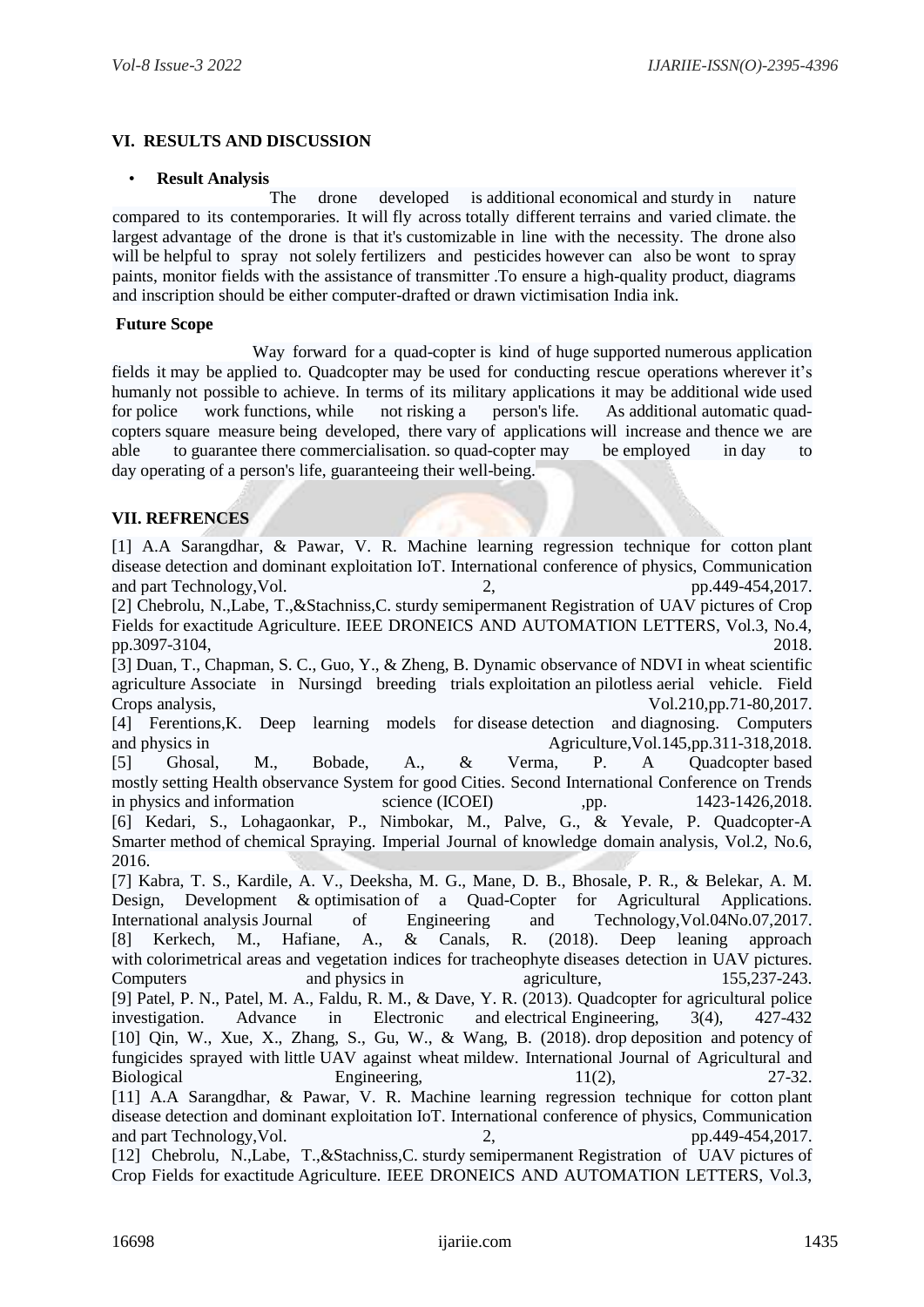## VI. RESULTS AND DISCUSSION

- **Result Analysis**

The drone developed is additional economical and sturdy in nature compared to its contemporaries. It will fly across totally different terrains and varied climate. the largest advantage of the drone is that it's customizable in line with the necessity. The drone also will be helpful to spray not solely fertilizers and pesticides however can also be wont to spray paints, monitor fields with the assistance of transmitter .To ensure a high-quality product, diagrams and inscription should be either computer-drafted or drawn victimisation India ink.

**Future Scope**

Way forward for a quad-copter is kind of huge supported numerous application fields it may be applied to. Quadcopter may be used for conducting rescue operations wherever it's humanly not possible to achieve. In terms of its military applications it may be additional wide used for police work functions, while not risking a person's life. As additional automatic quad-copters square measure being developed, there vary of applications will increase and thence we are able to guarantee there commercialisation. so quad-copter may be employed in day to day operating of a person's life, guaranteeing their well-being.

## VII. REFRENCES

[1] A.A Sarangdhar, & Pawar, V. R. Machine learning regression technique for cotton plant disease detection and dominant exploitation IoT. International conference of physics, Communication and part Technology,Vol. 2, pp.449-454,2017.

[2] Chebrolu, N.,Labe, T.,&Stachniss,C. sturdy semipermanent Registration of UAV pictures of Crop Fields for exactitude Agriculture. IEEE DRONEICS AND AUTOMATION LETTERS, Vol.3, No.4, pp.3097-3104, 2018.

[3] Duan, T., Chapman, S. C., Guo, Y., & Zheng, B. Dynamic observance of NDVI in wheat scientific agriculture Associate in Nursingd breeding trials exploitation an pilotless aerial vehicle. Field Crops analysis, Vol.210,pp.71-80,2017.

[4] Ferentions,K. Deep learning models for disease detection and diagnosing. Computers and physics in Agriculture,Vol.145,pp.311-318,2018.

[5] Ghosal, M., Bobade, A., & Verma, P. A Quadcopter based mostly setting Health observance System for good Cities. Second International Conference on Trends in physics and information science (ICOEI) ,pp. 1423-1426,2018.

[6] Kedari, S., Lohagaonkar, P., Nimbokar, M., Palve, G., & Yevale, P. Quadcopter-A Smarter method of chemical Spraying. Imperial Journal of knowledge domain analysis, Vol.2, No.6, 2016.

[7] Kabra, T. S., Kardile, A. V., Deeksha, M. G., Mane, D. B., Bhosale, P. R., & Belekar, A. M. Design, Development & optimisation of a Quad-Copter for Agricultural Applications. International analysis Journal of Engineering and Technology,Vol.04No.07,2017.

[8] Kerkech, M., Hafiane, A., & Canals, R. (2018). Deep leaning approach with colorimetrical areas and vegetation indices for tracheophyte diseases detection in UAV pictures. Computers and physics in agriculture, 155,237-243.

[9] Patel, P. N., Patel, M. A., Faldu, R. M., & Dave, Y. R. (2013). Quadcopter for agricultural police investigation. Advance in Electronic and electrical Engineering, 3(4), 427-432

[10] Qin, W., Xue, X., Zhang, S., Gu, W., & Wang, B. (2018). drop deposition and potency of fungicides sprayed with little UAV against wheat mildew. International Journal of Agricultural and Biological Engineering, 11(2), 27-32.

[11] A.A Sarangdhar, & Pawar, V. R. Machine learning regression technique for cotton plant disease detection and dominant exploitation IoT. International conference of physics, Communication and part Technology,Vol. 2, pp.449-454,2017.

[12] Chebrolu, N.,Labe, T.,&Stachniss,C. sturdy semipermanent Registration of UAV pictures of Crop Fields for exactitude Agriculture. IEEE DRONEICS AND AUTOMATION LETTERS, Vol.3,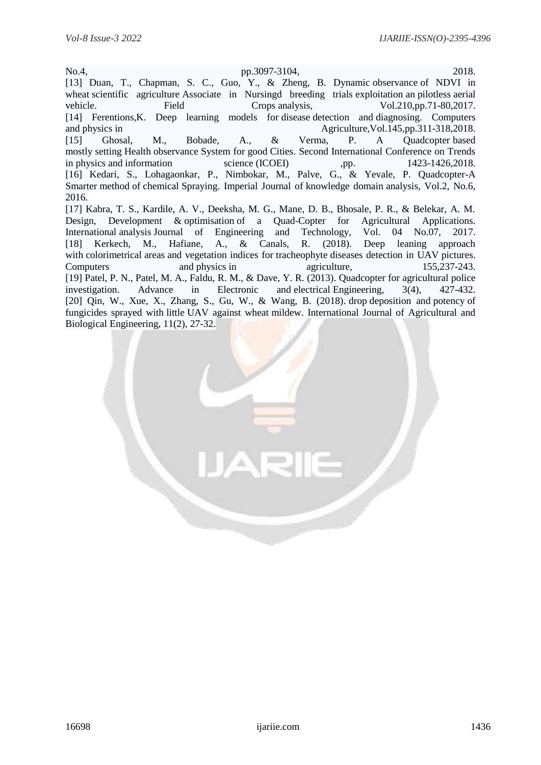No.4, pp.3097-3104, 2018.

[13] Duan, T., Chapman, S. C., Guo, Y., & Zheng, B. Dynamic observance of NDVI in wheat scientific agriculture Associate in Nursingd breeding trials exploitation an pilotless aerial vehicle. Field Crops analysis, Vol.210,pp.71-80,2017.

[14] Ferentions,K. Deep learning models for disease detection and diagnosing. Computers and physics in Agriculture,Vol.145,pp.311-318,2018.

[15] Ghosal, M., Bobade, A., & Verma, P. A Quadcopter based mostly setting Health observance System for good Cities. Second International Conference on Trends in physics and information science (ICOEI) ,pp. 1423-1426,2018.

[16] Kedari, S., Lohagaonkar, P., Nimbokar, M., Palve, G., & Yevale, P. Quadcopter-A Smarter method of chemical Spraying. Imperial Journal of knowledge domain analysis, Vol.2, No.6, 2016.

[17] Kabra, T. S., Kardile, A. V., Deeksha, M. G., Mane, D. B., Bhosale, P. R., & Belekar, A. M. Design, Development & optimisation of a Quad-Copter for Agricultural Applications. International analysis Journal of Engineering and Technology, Vol. 04 No.07, 2017.

[18] Kerkech, M., Hafiane, A., & Canals, R. (2018). Deep leaning approach with colorimetrical areas and vegetation indices for tracheophyte diseases detection in UAV pictures. Computers and physics in agriculture, 155,237-243.

[19] Patel, P. N., Patel, M. A., Faldu, R. M., & Dave, Y. R. (2013). Quadcopter for agricultural police investigation. Advance in Electronic and electrical Engineering, 3(4), 427-432.

[20] Qin, W., Xue, X., Zhang, S., Gu, W., & Wang, B. (2018). drop deposition and potency of fungicides sprayed with little UAV against wheat mildew. International Journal of Agricultural and Biological Engineering, 11(2), 27-32.